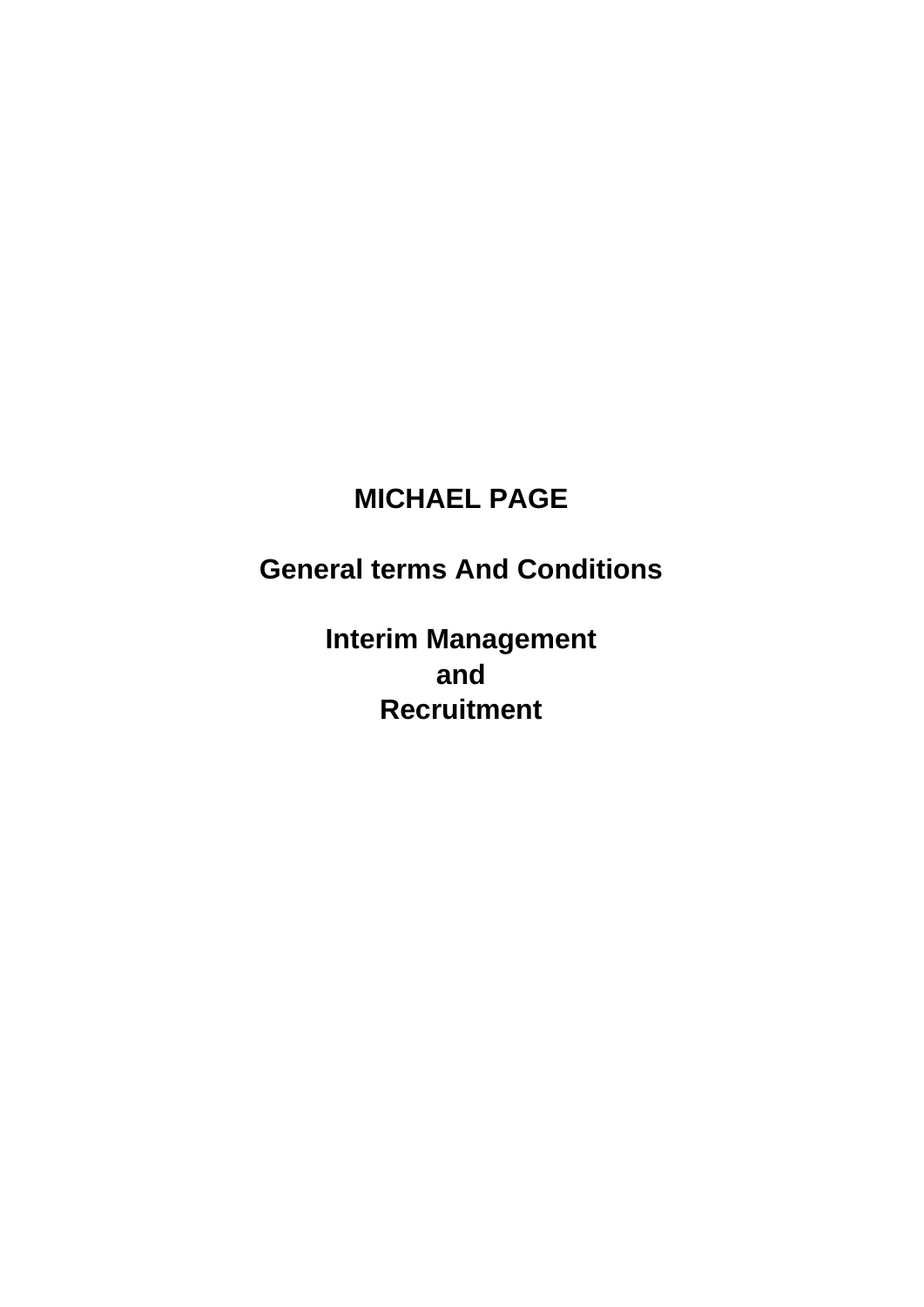# MICHAEL PAGE

## General terms And Conditions

## Interim Management
## and
## Recruitment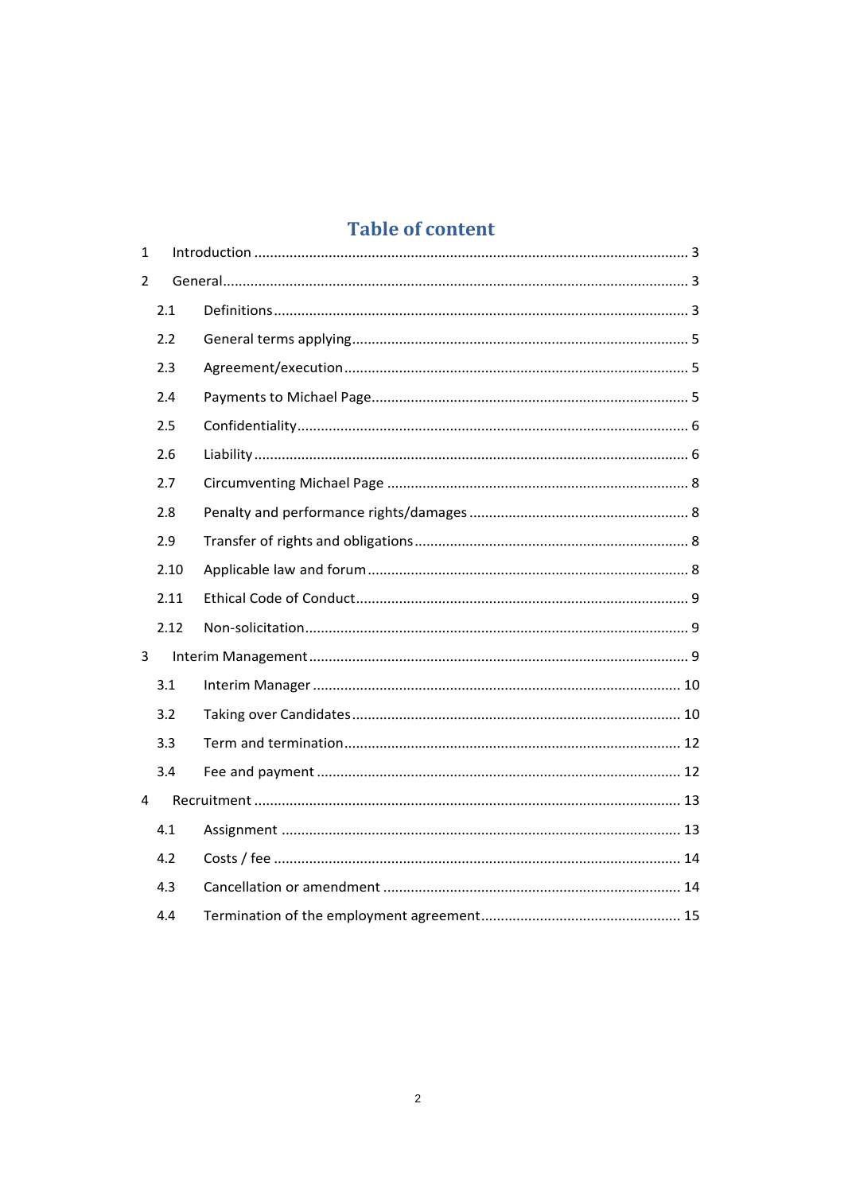# Table of content

1 Introduction ..... 3

2 General ..... 3

- 2.1 Definitions ..... 3
- 2.2 General terms applying ..... 5
- 2.3 Agreement/execution ..... 5
- 2.4 Payments to Michael Page ..... 5
- 2.5 Confidentiality ..... 6
- 2.6 Liability ..... 6
- 2.7 Circumventing Michael Page ..... 8
- 2.8 Penalty and performance rights/damages ..... 8
- 2.9 Transfer of rights and obligations ..... 8
- 2.10 Applicable law and forum ..... 8
- 2.11 Ethical Code of Conduct ..... 9
- 2.12 Non-solicitation ..... 9

3 Interim Management ..... 9

- 3.1 Interim Manager ..... 10
- 3.2 Taking over Candidates ..... 10
- 3.3 Term and termination ..... 12
- 3.4 Fee and payment ..... 12

4 Recruitment ..... 13

- 4.1 Assignment ..... 13
- 4.2 Costs / fee ..... 14
- 4.3 Cancellation or amendment ..... 14
- 4.4 Termination of the employment agreement ..... 15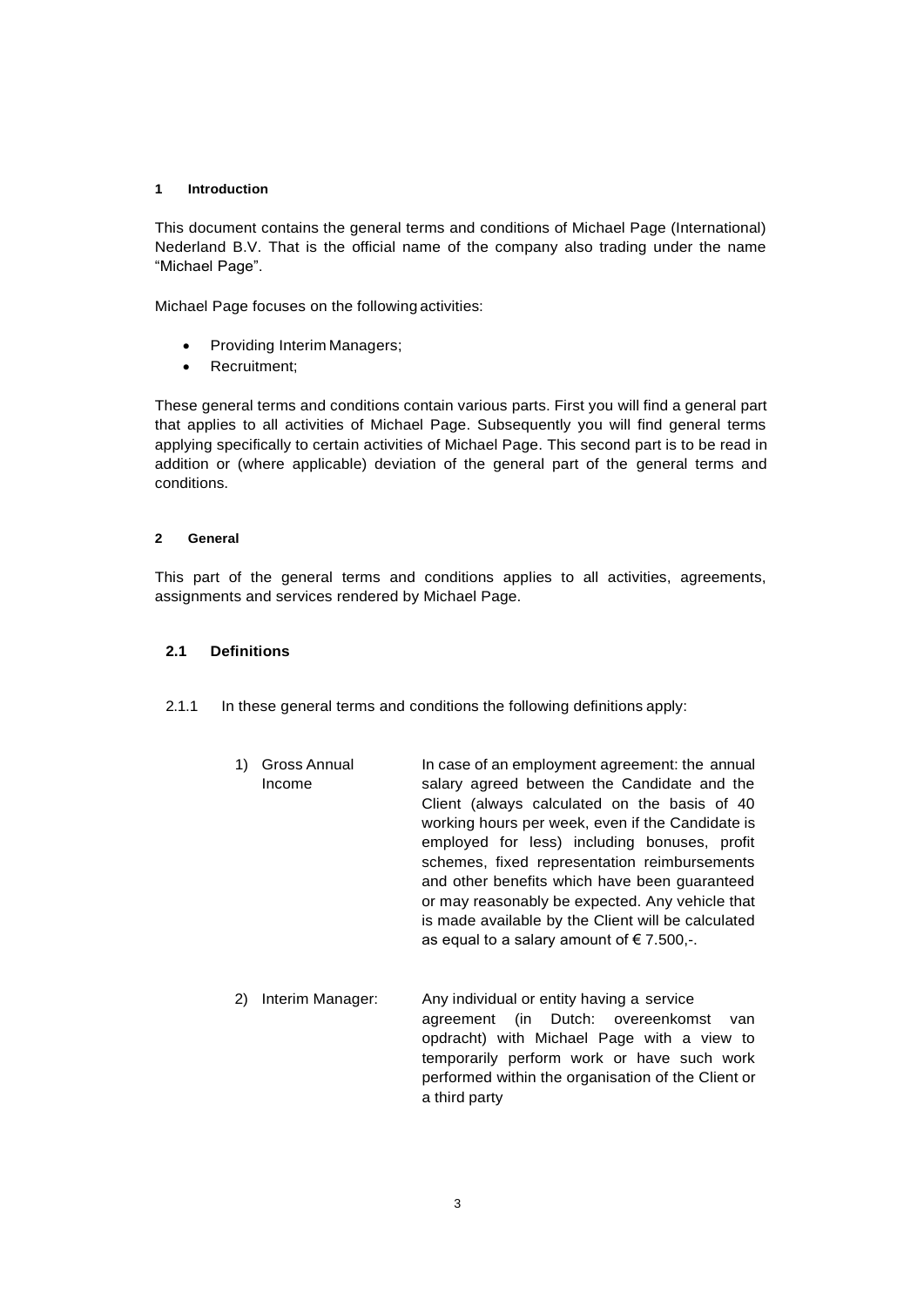## 1 Introduction

This document contains the general terms and conditions of Michael Page (International) Nederland B.V. That is the official name of the company also trading under the name "Michael Page".

Michael Page focuses on the following activities:

- Providing Interim Managers;
- Recruitment;

These general terms and conditions contain various parts. First you will find a general part that applies to all activities of Michael Page. Subsequently you will find general terms applying specifically to certain activities of Michael Page. This second part is to be read in addition or (where applicable) deviation of the general part of the general terms and conditions.

## 2 General

This part of the general terms and conditions applies to all activities, agreements, assignments and services rendered by Michael Page.

### 2.1 Definitions

2.1.1 In these general terms and conditions the following definitions apply:

1) **Gross Annual Income**: In case of an employment agreement: the annual salary agreed between the Candidate and the Client (always calculated on the basis of 40 working hours per week, even if the Candidate is employed for less) including bonuses, profit schemes, fixed representation reimbursements and other benefits which have been guaranteed or may reasonably be expected. Any vehicle that is made available by the Client will be calculated as equal to a salary amount of € 7.500,-.

2) **Interim Manager**: Any individual or entity having a service agreement (in Dutch: overeenkomst van opdracht) with Michael Page with a view to temporarily perform work or have such work performed within the organisation of the Client or a third party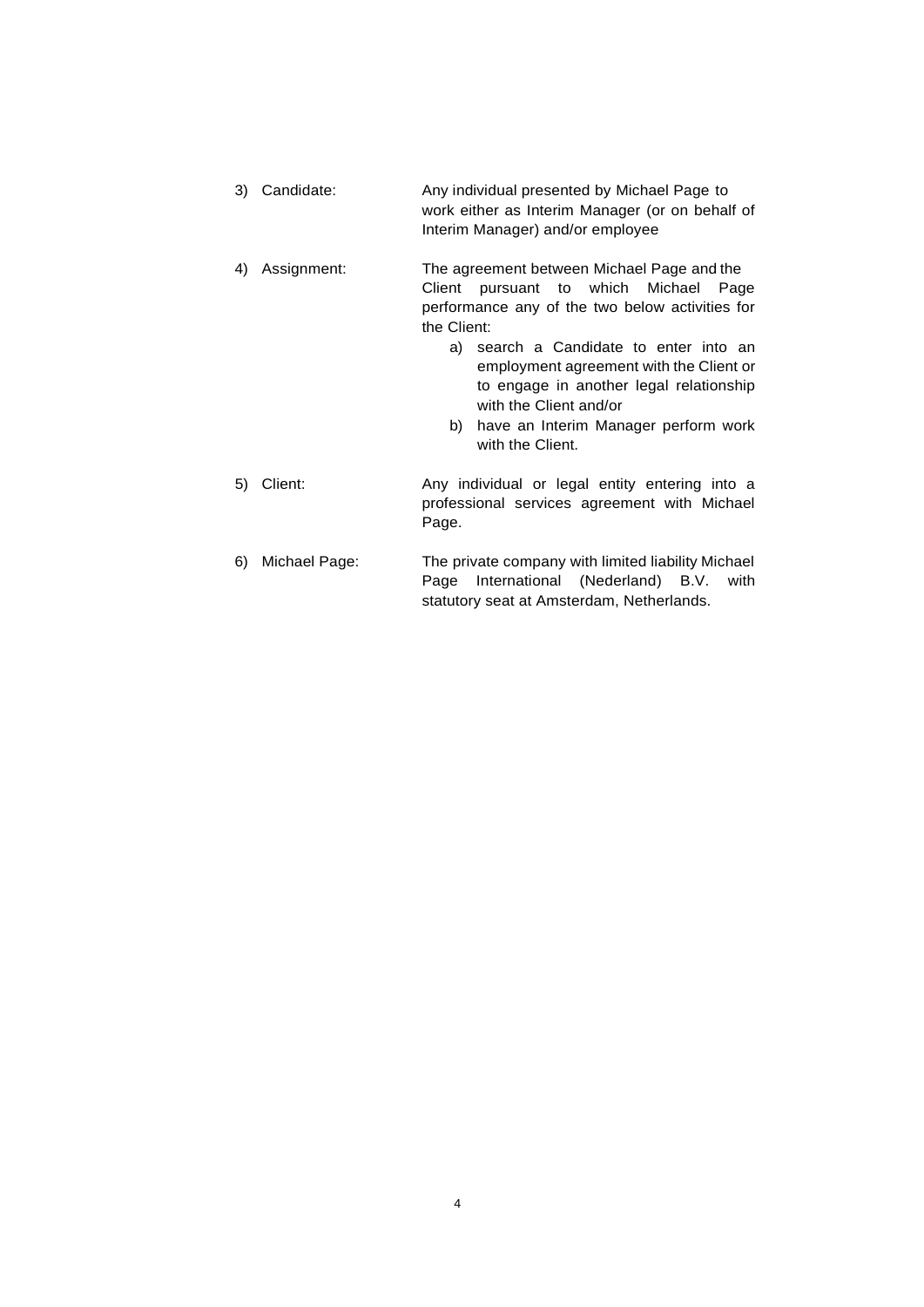3) Candidate: Any individual presented by Michael Page to work either as Interim Manager (or on behalf of Interim Manager) and/or employee

4) Assignment: The agreement between Michael Page and the Client pursuant to which Michael Page performance any of the two below activities for the Client:

   a) search a Candidate to enter into an employment agreement with the Client or to engage in another legal relationship with the Client and/or
   b) have an Interim Manager perform work with the Client.

5) Client: Any individual or legal entity entering into a professional services agreement with Michael Page.

6) Michael Page: The private company with limited liability Michael Page International (Nederland) B.V. with statutory seat at Amsterdam, Netherlands.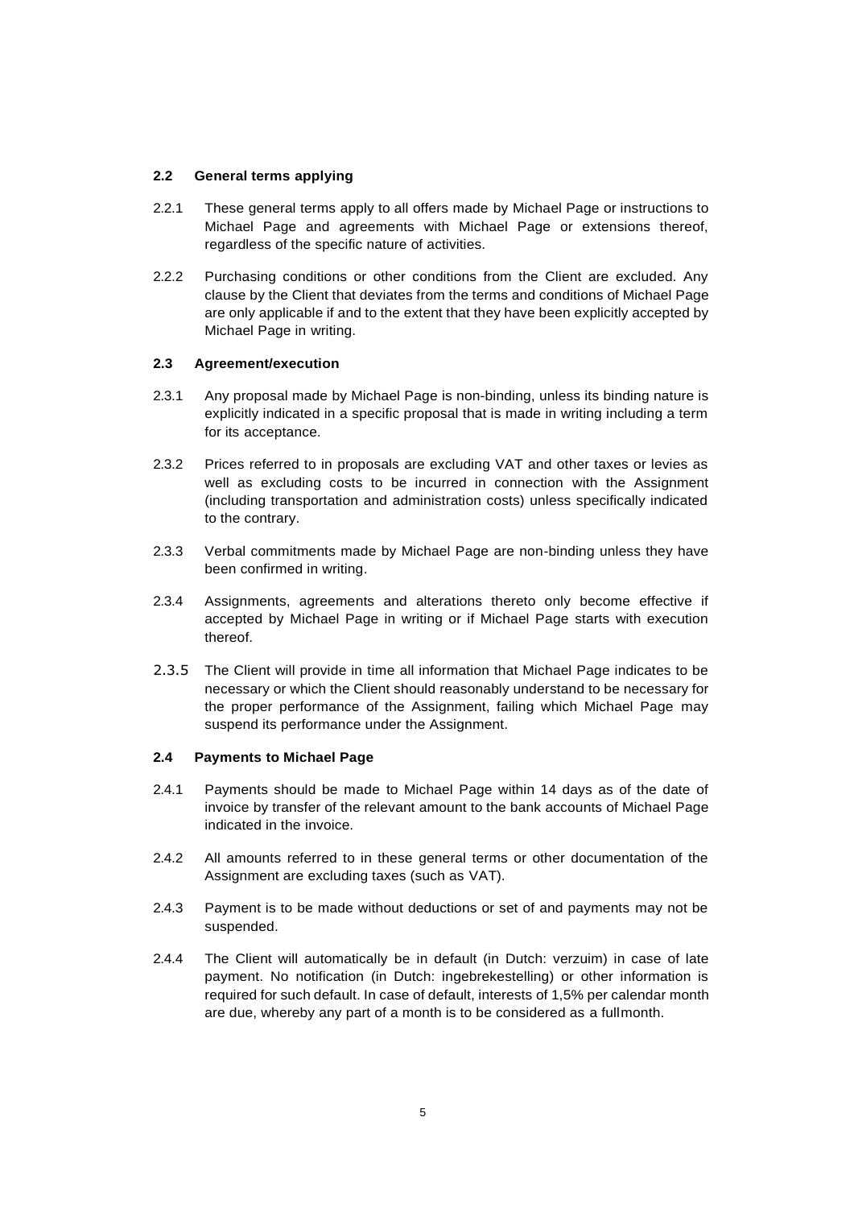### 2.2 General terms applying

2.2.1 These general terms apply to all offers made by Michael Page or instructions to Michael Page and agreements with Michael Page or extensions thereof, regardless of the specific nature of activities.

2.2.2 Purchasing conditions or other conditions from the Client are excluded. Any clause by the Client that deviates from the terms and conditions of Michael Page are only applicable if and to the extent that they have been explicitly accepted by Michael Page in writing.

### 2.3 Agreement/execution

2.3.1 Any proposal made by Michael Page is non-binding, unless its binding nature is explicitly indicated in a specific proposal that is made in writing including a term for its acceptance.

2.3.2 Prices referred to in proposals are excluding VAT and other taxes or levies as well as excluding costs to be incurred in connection with the Assignment (including transportation and administration costs) unless specifically indicated to the contrary.

2.3.3 Verbal commitments made by Michael Page are non-binding unless they have been confirmed in writing.

2.3.4 Assignments, agreements and alterations thereto only become effective if accepted by Michael Page in writing or if Michael Page starts with execution thereof.

2.3.5 The Client will provide in time all information that Michael Page indicates to be necessary or which the Client should reasonably understand to be necessary for the proper performance of the Assignment, failing which Michael Page may suspend its performance under the Assignment.

### 2.4 Payments to Michael Page

2.4.1 Payments should be made to Michael Page within 14 days as of the date of invoice by transfer of the relevant amount to the bank accounts of Michael Page indicated in the invoice.

2.4.2 All amounts referred to in these general terms or other documentation of the Assignment are excluding taxes (such as VAT).

2.4.3 Payment is to be made without deductions or set of and payments may not be suspended.

2.4.4 The Client will automatically be in default (in Dutch: verzuim) in case of late payment. No notification (in Dutch: ingebrekestelling) or other information is required for such default. In case of default, interests of 1,5% per calendar month are due, whereby any part of a month is to be considered as a fullmonth.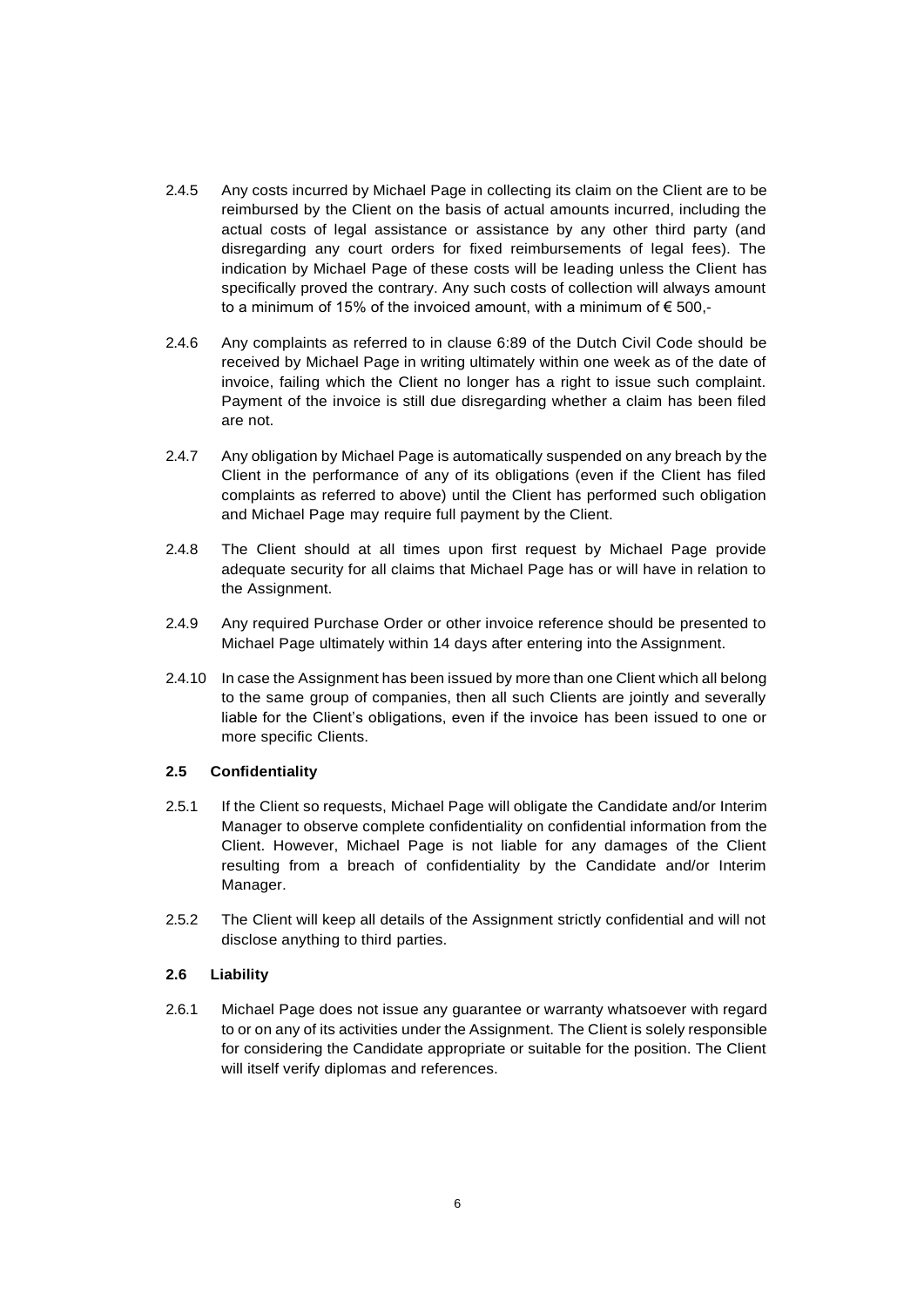2.4.5 Any costs incurred by Michael Page in collecting its claim on the Client are to be reimbursed by the Client on the basis of actual amounts incurred, including the actual costs of legal assistance or assistance by any other third party (and disregarding any court orders for fixed reimbursements of legal fees). The indication by Michael Page of these costs will be leading unless the Client has specifically proved the contrary. Any such costs of collection will always amount to a minimum of 15% of the invoiced amount, with a minimum of € 500,-

2.4.6 Any complaints as referred to in clause 6:89 of the Dutch Civil Code should be received by Michael Page in writing ultimately within one week as of the date of invoice, failing which the Client no longer has a right to issue such complaint. Payment of the invoice is still due disregarding whether a claim has been filed are not.

2.4.7 Any obligation by Michael Page is automatically suspended on any breach by the Client in the performance of any of its obligations (even if the Client has filed complaints as referred to above) until the Client has performed such obligation and Michael Page may require full payment by the Client.

2.4.8 The Client should at all times upon first request by Michael Page provide adequate security for all claims that Michael Page has or will have in relation to the Assignment.

2.4.9 Any required Purchase Order or other invoice reference should be presented to Michael Page ultimately within 14 days after entering into the Assignment.

2.4.10 In case the Assignment has been issued by more than one Client which all belong to the same group of companies, then all such Clients are jointly and severally liable for the Client's obligations, even if the invoice has been issued to one or more specific Clients.

### 2.5 Confidentiality

2.5.1 If the Client so requests, Michael Page will obligate the Candidate and/or Interim Manager to observe complete confidentiality on confidential information from the Client. However, Michael Page is not liable for any damages of the Client resulting from a breach of confidentiality by the Candidate and/or Interim Manager.

2.5.2 The Client will keep all details of the Assignment strictly confidential and will not disclose anything to third parties.

### 2.6 Liability

2.6.1 Michael Page does not issue any guarantee or warranty whatsoever with regard to or on any of its activities under the Assignment. The Client is solely responsible for considering the Candidate appropriate or suitable for the position. The Client will itself verify diplomas and references.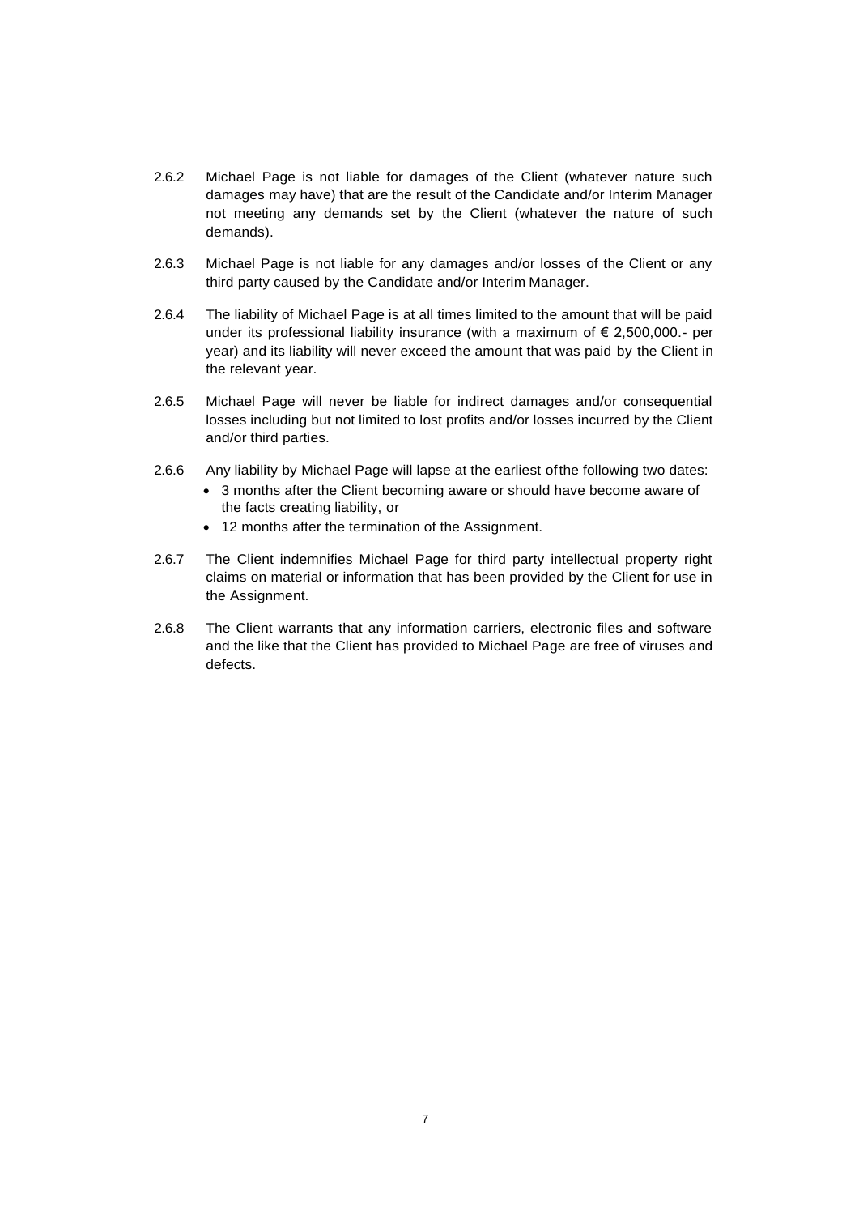2.6.2 Michael Page is not liable for damages of the Client (whatever nature such damages may have) that are the result of the Candidate and/or Interim Manager not meeting any demands set by the Client (whatever the nature of such demands).

2.6.3 Michael Page is not liable for any damages and/or losses of the Client or any third party caused by the Candidate and/or Interim Manager.

2.6.4 The liability of Michael Page is at all times limited to the amount that will be paid under its professional liability insurance (with a maximum of € 2,500,000.- per year) and its liability will never exceed the amount that was paid by the Client in the relevant year.

2.6.5 Michael Page will never be liable for indirect damages and/or consequential losses including but not limited to lost profits and/or losses incurred by the Client and/or third parties.

2.6.6 Any liability by Michael Page will lapse at the earliest of the following two dates:

- 3 months after the Client becoming aware or should have become aware of the facts creating liability, or
- 12 months after the termination of the Assignment.

2.6.7 The Client indemnifies Michael Page for third party intellectual property right claims on material or information that has been provided by the Client for use in the Assignment.

2.6.8 The Client warrants that any information carriers, electronic files and software and the like that the Client has provided to Michael Page are free of viruses and defects.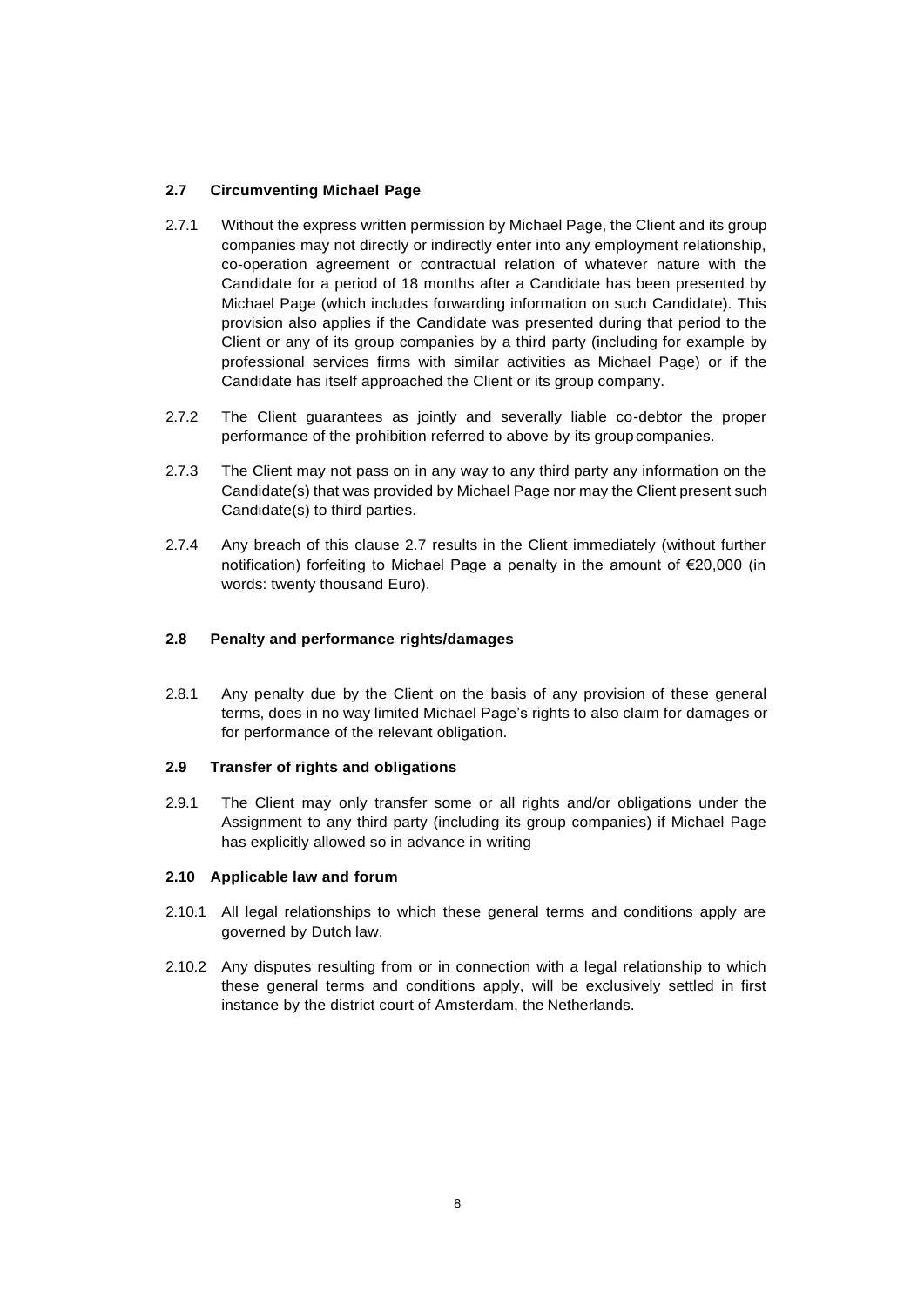### 2.7 Circumventing Michael Page

2.7.1 Without the express written permission by Michael Page, the Client and its group companies may not directly or indirectly enter into any employment relationship, co-operation agreement or contractual relation of whatever nature with the Candidate for a period of 18 months after a Candidate has been presented by Michael Page (which includes forwarding information on such Candidate). This provision also applies if the Candidate was presented during that period to the Client or any of its group companies by a third party (including for example by professional services firms with similar activities as Michael Page) or if the Candidate has itself approached the Client or its group company.

2.7.2 The Client guarantees as jointly and severally liable co-debtor the proper performance of the prohibition referred to above by its group companies.

2.7.3 The Client may not pass on in any way to any third party any information on the Candidate(s) that was provided by Michael Page nor may the Client present such Candidate(s) to third parties.

2.7.4 Any breach of this clause 2.7 results in the Client immediately (without further notification) forfeiting to Michael Page a penalty in the amount of €20,000 (in words: twenty thousand Euro).

### 2.8 Penalty and performance rights/damages

2.8.1 Any penalty due by the Client on the basis of any provision of these general terms, does in no way limited Michael Page's rights to also claim for damages or for performance of the relevant obligation.

### 2.9 Transfer of rights and obligations

2.9.1 The Client may only transfer some or all rights and/or obligations under the Assignment to any third party (including its group companies) if Michael Page has explicitly allowed so in advance in writing

### 2.10 Applicable law and forum

2.10.1 All legal relationships to which these general terms and conditions apply are governed by Dutch law.

2.10.2 Any disputes resulting from or in connection with a legal relationship to which these general terms and conditions apply, will be exclusively settled in first instance by the district court of Amsterdam, the Netherlands.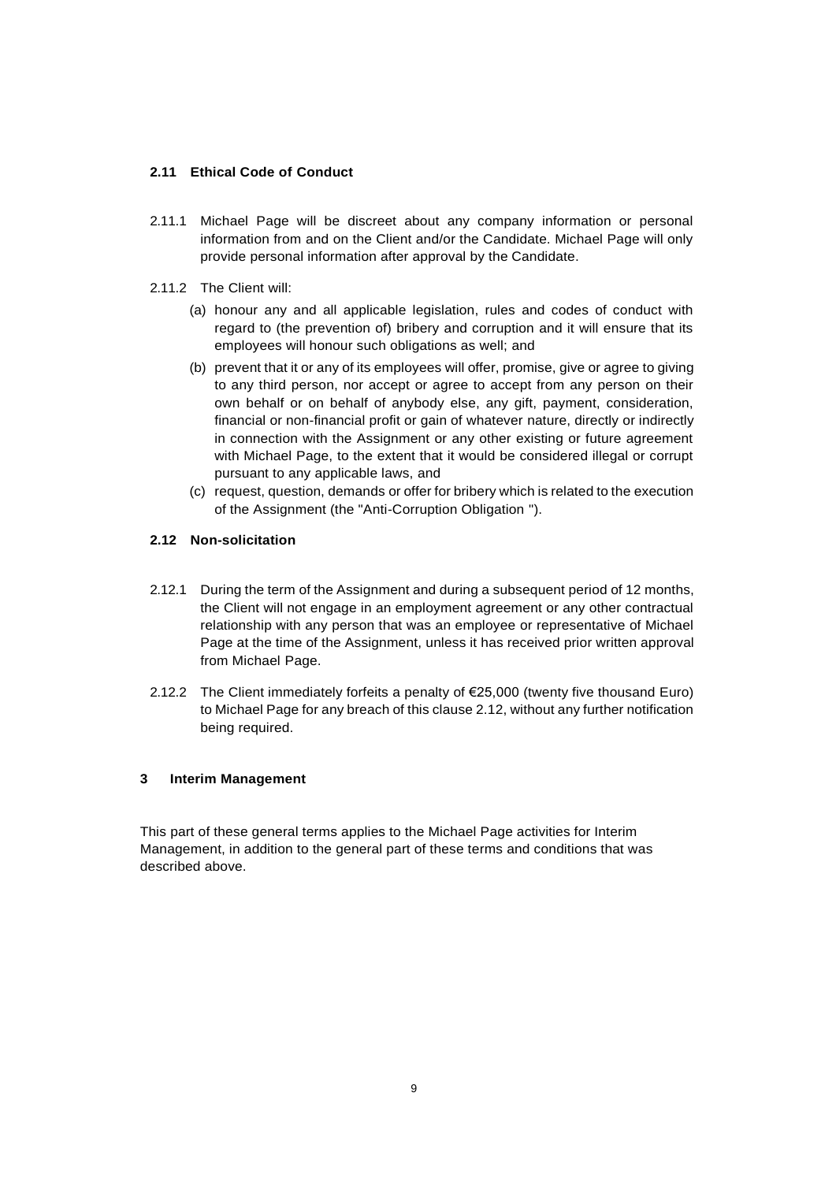### 2.11 Ethical Code of Conduct

2.11.1 Michael Page will be discreet about any company information or personal information from and on the Client and/or the Candidate. Michael Page will only provide personal information after approval by the Candidate.

2.11.2 The Client will:

(a) honour any and all applicable legislation, rules and codes of conduct with regard to (the prevention of) bribery and corruption and it will ensure that its employees will honour such obligations as well; and

(b) prevent that it or any of its employees will offer, promise, give or agree to giving to any third person, nor accept or agree to accept from any person on their own behalf or on behalf of anybody else, any gift, payment, consideration, financial or non-financial profit or gain of whatever nature, directly or indirectly in connection with the Assignment or any other existing or future agreement with Michael Page, to the extent that it would be considered illegal or corrupt pursuant to any applicable laws, and

(c) request, question, demands or offer for bribery which is related to the execution of the Assignment (the "Anti-Corruption Obligation ").

### 2.12 Non-solicitation

2.12.1 During the term of the Assignment and during a subsequent period of 12 months, the Client will not engage in an employment agreement or any other contractual relationship with any person that was an employee or representative of Michael Page at the time of the Assignment, unless it has received prior written approval from Michael Page.

2.12.2 The Client immediately forfeits a penalty of €25,000 (twenty five thousand Euro) to Michael Page for any breach of this clause 2.12, without any further notification being required.

## 3 Interim Management

This part of these general terms applies to the Michael Page activities for Interim Management, in addition to the general part of these terms and conditions that was described above.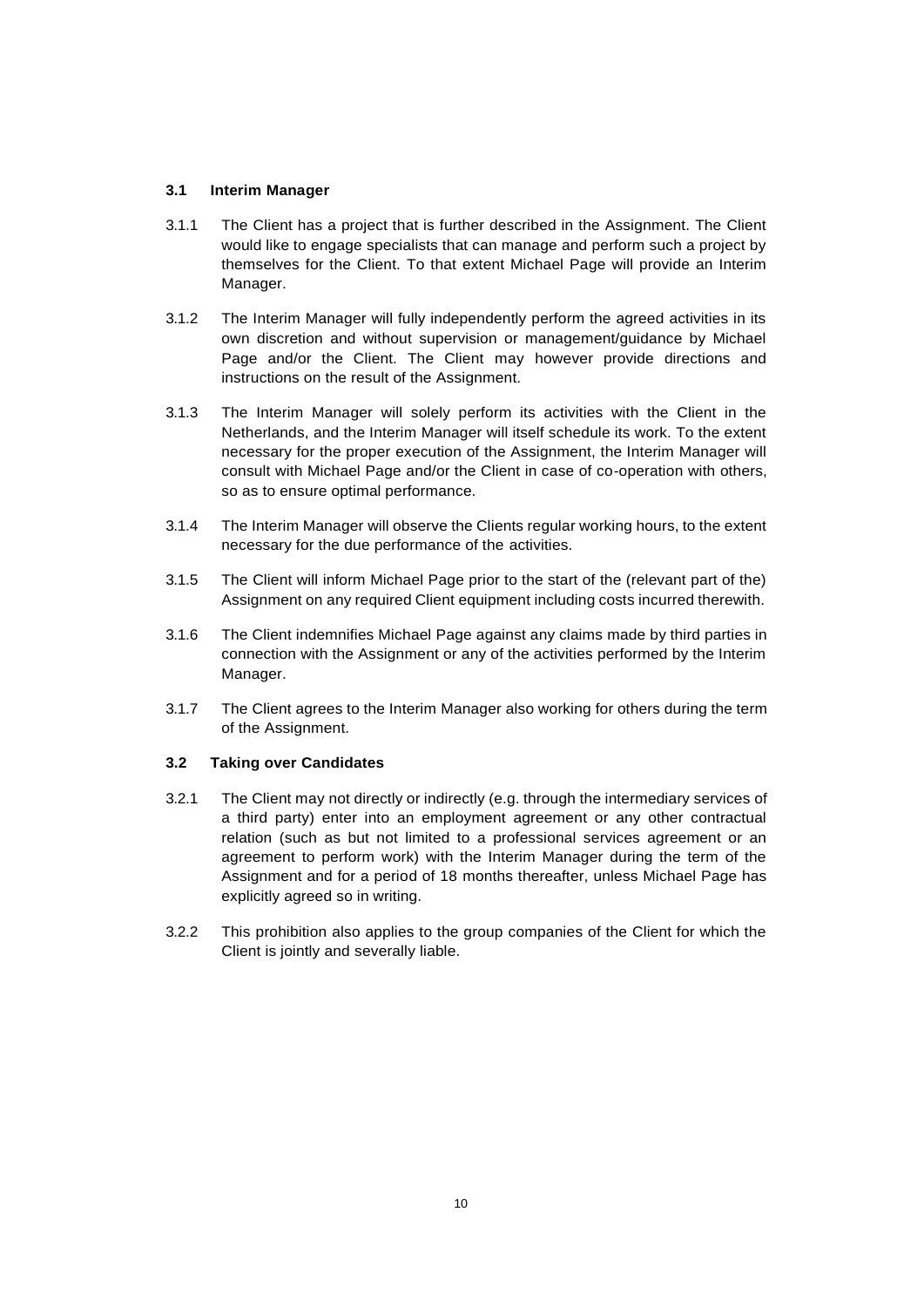### 3.1 Interim Manager

3.1.1 The Client has a project that is further described in the Assignment. The Client would like to engage specialists that can manage and perform such a project by themselves for the Client. To that extent Michael Page will provide an Interim Manager.

3.1.2 The Interim Manager will fully independently perform the agreed activities in its own discretion and without supervision or management/guidance by Michael Page and/or the Client. The Client may however provide directions and instructions on the result of the Assignment.

3.1.3 The Interim Manager will solely perform its activities with the Client in the Netherlands, and the Interim Manager will itself schedule its work. To the extent necessary for the proper execution of the Assignment, the Interim Manager will consult with Michael Page and/or the Client in case of co-operation with others, so as to ensure optimal performance.

3.1.4 The Interim Manager will observe the Clients regular working hours, to the extent necessary for the due performance of the activities.

3.1.5 The Client will inform Michael Page prior to the start of the (relevant part of the) Assignment on any required Client equipment including costs incurred therewith.

3.1.6 The Client indemnifies Michael Page against any claims made by third parties in connection with the Assignment or any of the activities performed by the Interim Manager.

3.1.7 The Client agrees to the Interim Manager also working for others during the term of the Assignment.

### 3.2 Taking over Candidates

3.2.1 The Client may not directly or indirectly (e.g. through the intermediary services of a third party) enter into an employment agreement or any other contractual relation (such as but not limited to a professional services agreement or an agreement to perform work) with the Interim Manager during the term of the Assignment and for a period of 18 months thereafter, unless Michael Page has explicitly agreed so in writing.

3.2.2 This prohibition also applies to the group companies of the Client for which the Client is jointly and severally liable.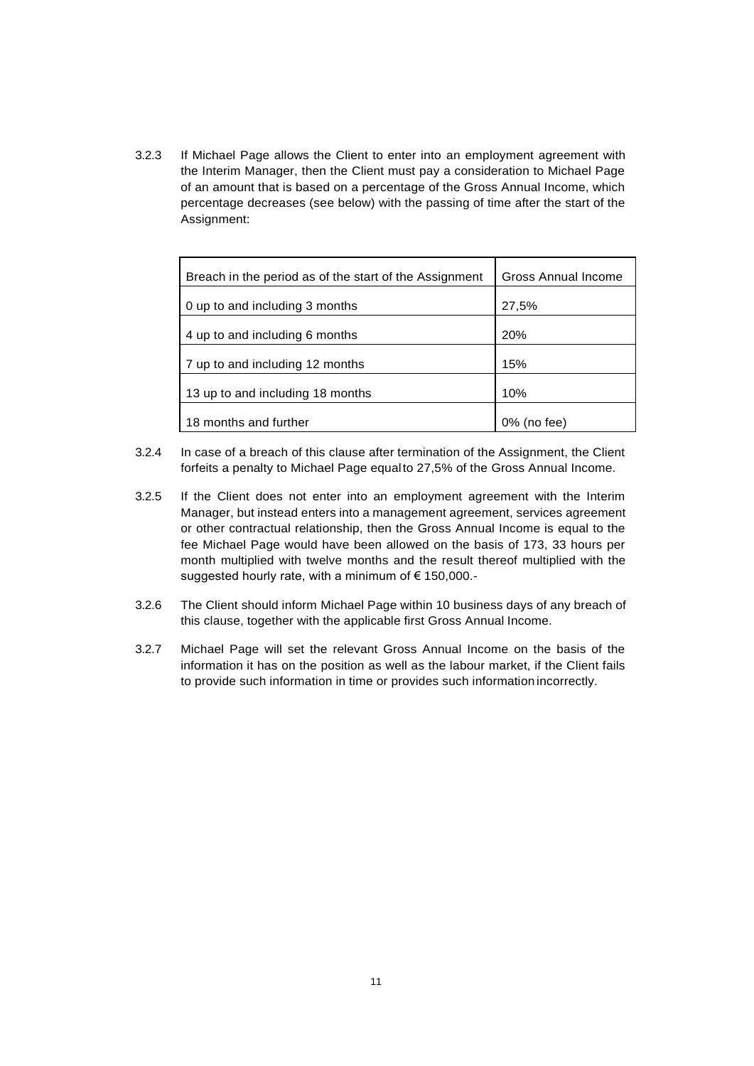3.2.3 If Michael Page allows the Client to enter into an employment agreement with the Interim Manager, then the Client must pay a consideration to Michael Page of an amount that is based on a percentage of the Gross Annual Income, which percentage decreases (see below) with the passing of time after the start of the Assignment:

| Breach in the period as of the start of the Assignment | Gross Annual Income |
|---|---|
| 0 up to and including 3 months | 27,5% |
| 4 up to and including 6 months | 20% |
| 7 up to and including 12 months | 15% |
| 13 up to and including 18 months | 10% |
| 18 months and further | 0% (no fee) |

3.2.4 In case of a breach of this clause after termination of the Assignment, the Client forfeits a penalty to Michael Page equal to 27,5% of the Gross Annual Income.

3.2.5 If the Client does not enter into an employment agreement with the Interim Manager, but instead enters into a management agreement, services agreement or other contractual relationship, then the Gross Annual Income is equal to the fee Michael Page would have been allowed on the basis of 173, 33 hours per month multiplied with twelve months and the result thereof multiplied with the suggested hourly rate, with a minimum of € 150,000.-

3.2.6 The Client should inform Michael Page within 10 business days of any breach of this clause, together with the applicable first Gross Annual Income.

3.2.7 Michael Page will set the relevant Gross Annual Income on the basis of the information it has on the position as well as the labour market, if the Client fails to provide such information in time or provides such information incorrectly.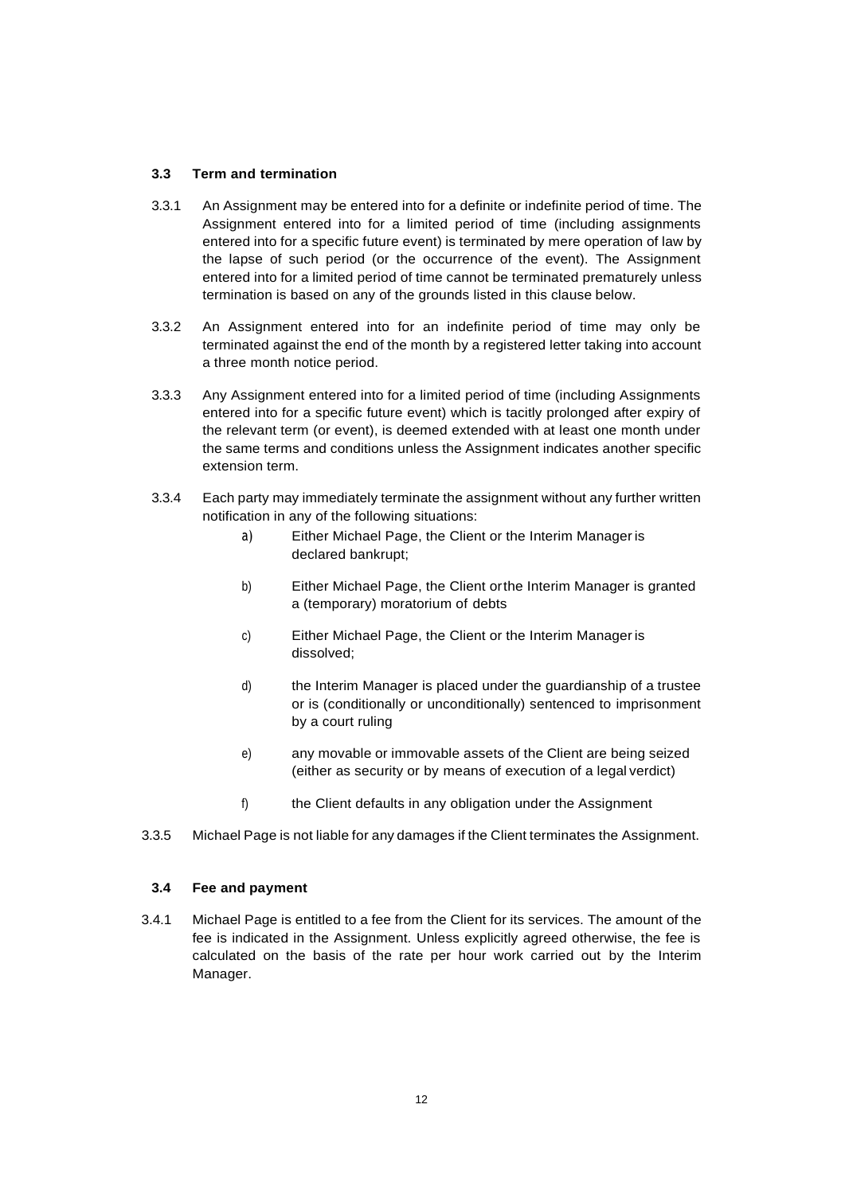### 3.3 Term and termination

3.3.1 An Assignment may be entered into for a definite or indefinite period of time. The Assignment entered into for a limited period of time (including assignments entered into for a specific future event) is terminated by mere operation of law by the lapse of such period (or the occurrence of the event). The Assignment entered into for a limited period of time cannot be terminated prematurely unless termination is based on any of the grounds listed in this clause below.

3.3.2 An Assignment entered into for an indefinite period of time may only be terminated against the end of the month by a registered letter taking into account a three month notice period.

3.3.3 Any Assignment entered into for a limited period of time (including Assignments entered into for a specific future event) which is tacitly prolonged after expiry of the relevant term (or event), is deemed extended with at least one month under the same terms and conditions unless the Assignment indicates another specific extension term.

3.3.4 Each party may immediately terminate the assignment without any further written notification in any of the following situations:

a) Either Michael Page, the Client or the Interim Manager is declared bankrupt;

b) Either Michael Page, the Client orthe Interim Manager is granted a (temporary) moratorium of debts

c) Either Michael Page, the Client or the Interim Manager is dissolved;

d) the Interim Manager is placed under the guardianship of a trustee or is (conditionally or unconditionally) sentenced to imprisonment by a court ruling

e) any movable or immovable assets of the Client are being seized (either as security or by means of execution of a legal verdict)

f) the Client defaults in any obligation under the Assignment

3.3.5 Michael Page is not liable for any damages if the Client terminates the Assignment.

### 3.4 Fee and payment

3.4.1 Michael Page is entitled to a fee from the Client for its services. The amount of the fee is indicated in the Assignment. Unless explicitly agreed otherwise, the fee is calculated on the basis of the rate per hour work carried out by the Interim Manager.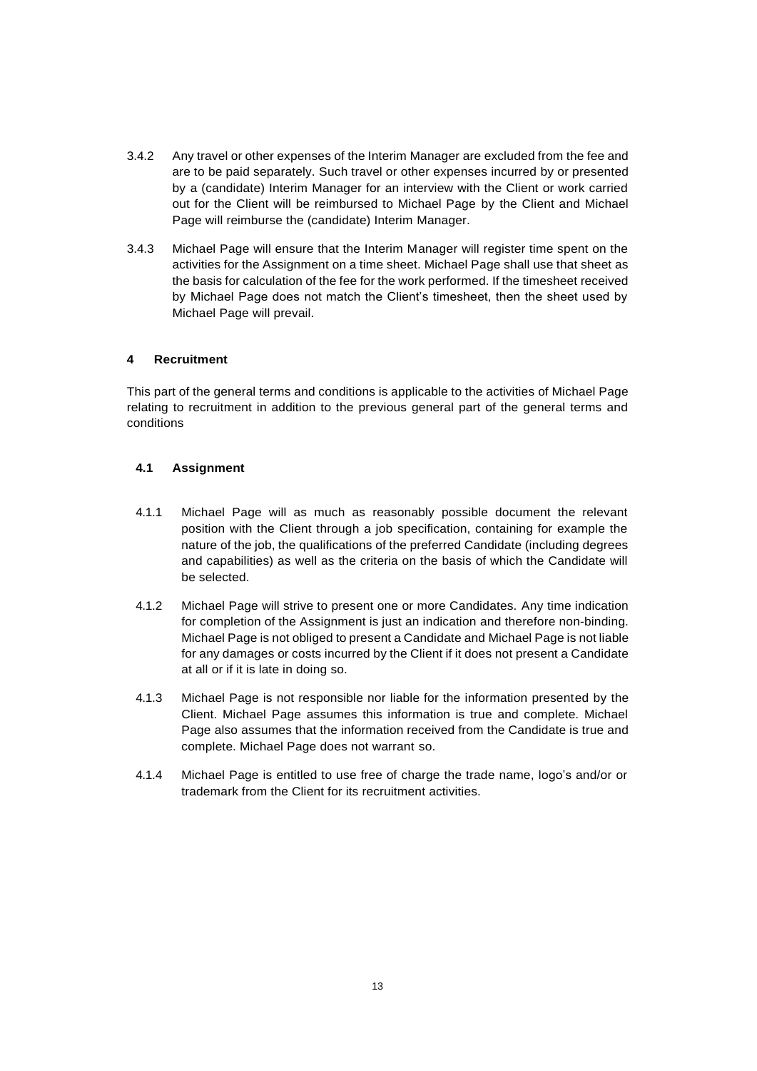3.4.2 Any travel or other expenses of the Interim Manager are excluded from the fee and are to be paid separately. Such travel or other expenses incurred by or presented by a (candidate) Interim Manager for an interview with the Client or work carried out for the Client will be reimbursed to Michael Page by the Client and Michael Page will reimburse the (candidate) Interim Manager.

3.4.3 Michael Page will ensure that the Interim Manager will register time spent on the activities for the Assignment on a time sheet. Michael Page shall use that sheet as the basis for calculation of the fee for the work performed. If the timesheet received by Michael Page does not match the Client's timesheet, then the sheet used by Michael Page will prevail.

## 4 Recruitment

This part of the general terms and conditions is applicable to the activities of Michael Page relating to recruitment in addition to the previous general part of the general terms and conditions

### 4.1 Assignment

4.1.1 Michael Page will as much as reasonably possible document the relevant position with the Client through a job specification, containing for example the nature of the job, the qualifications of the preferred Candidate (including degrees and capabilities) as well as the criteria on the basis of which the Candidate will be selected.

4.1.2 Michael Page will strive to present one or more Candidates. Any time indication for completion of the Assignment is just an indication and therefore non-binding. Michael Page is not obliged to present a Candidate and Michael Page is not liable for any damages or costs incurred by the Client if it does not present a Candidate at all or if it is late in doing so.

4.1.3 Michael Page is not responsible nor liable for the information presented by the Client. Michael Page assumes this information is true and complete. Michael Page also assumes that the information received from the Candidate is true and complete. Michael Page does not warrant so.

4.1.4 Michael Page is entitled to use free of charge the trade name, logo's and/or or trademark from the Client for its recruitment activities.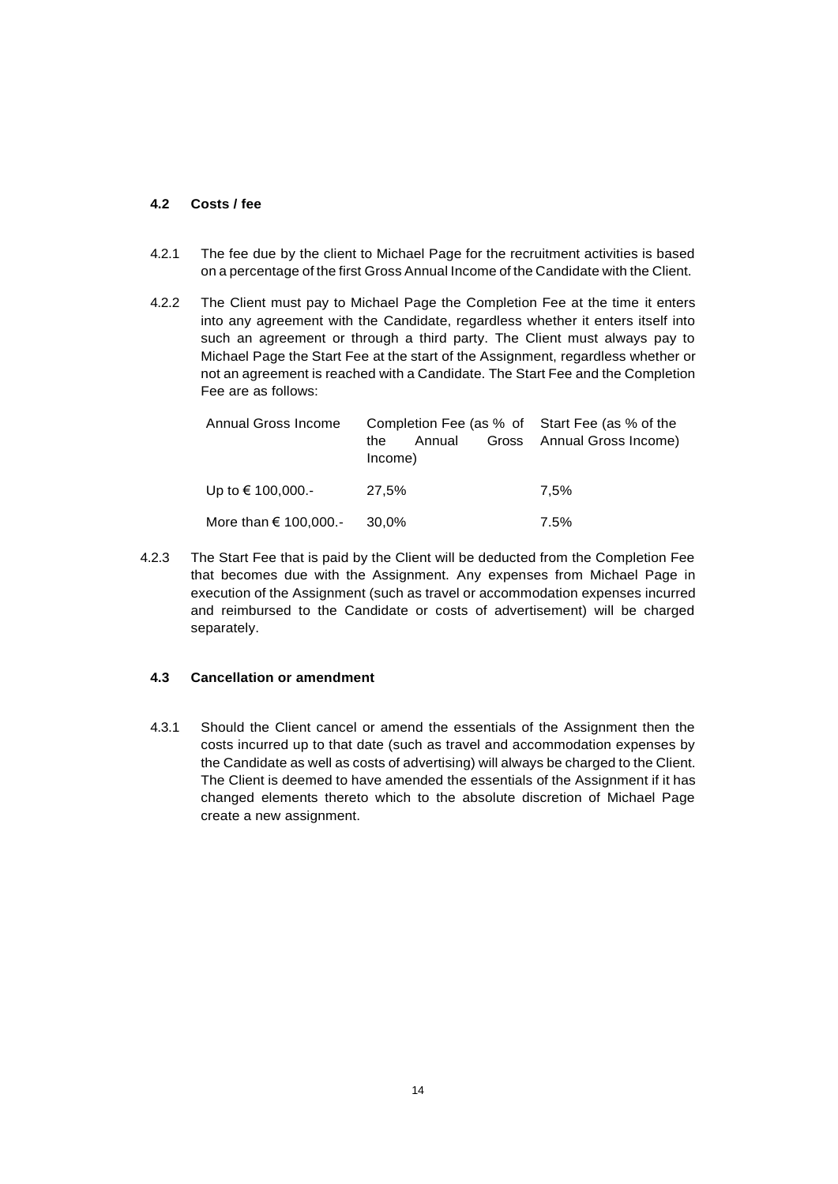### 4.2 Costs / fee

4.2.1 The fee due by the client to Michael Page for the recruitment activities is based on a percentage of the first Gross Annual Income of the Candidate with the Client.

4.2.2 The Client must pay to Michael Page the Completion Fee at the time it enters into any agreement with the Candidate, regardless whether it enters itself into such an agreement or through a third party. The Client must always pay to Michael Page the Start Fee at the start of the Assignment, regardless whether or not an agreement is reached with a Candidate. The Start Fee and the Completion Fee are as follows:

| Annual Gross Income | Completion Fee (as % of the Annual Gross Income) | Start Fee (as % of the Annual Gross Income) |
|---|---|---|
| Up to € 100,000.- | 27,5% | 7,5% |
| More than € 100,000.- | 30,0% | 7.5% |

4.2.3 The Start Fee that is paid by the Client will be deducted from the Completion Fee that becomes due with the Assignment. Any expenses from Michael Page in execution of the Assignment (such as travel or accommodation expenses incurred and reimbursed to the Candidate or costs of advertisement) will be charged separately.

### 4.3 Cancellation or amendment

4.3.1 Should the Client cancel or amend the essentials of the Assignment then the costs incurred up to that date (such as travel and accommodation expenses by the Candidate as well as costs of advertising) will always be charged to the Client. The Client is deemed to have amended the essentials of the Assignment if it has changed elements thereto which to the absolute discretion of Michael Page create a new assignment.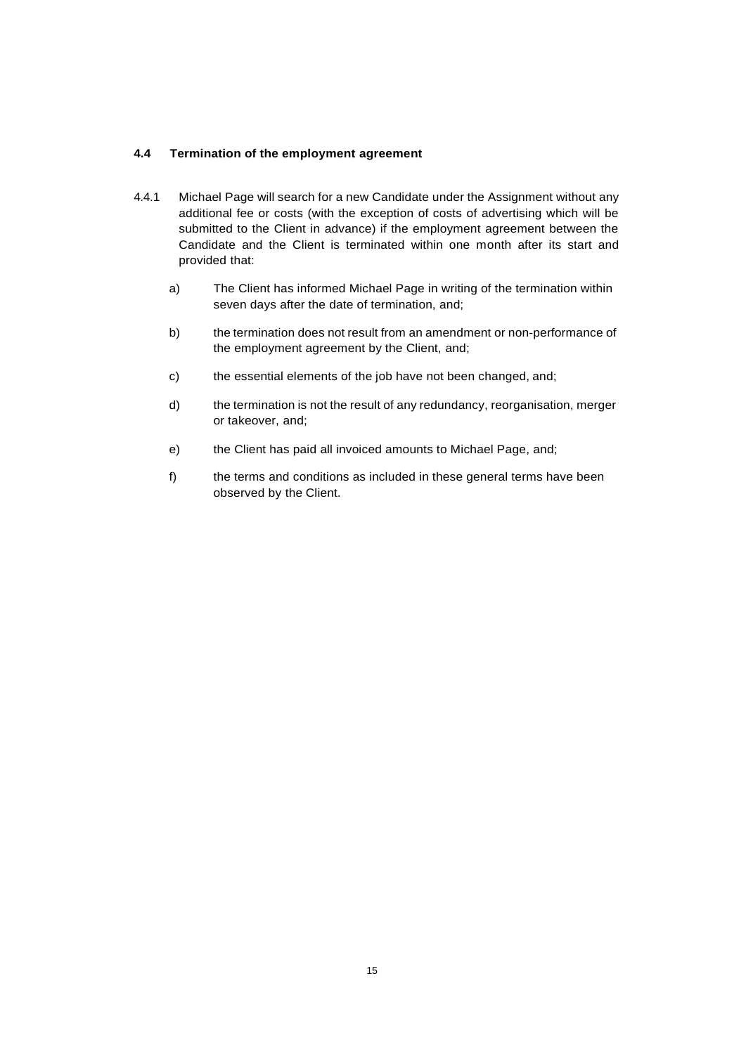### 4.4 Termination of the employment agreement

4.4.1 Michael Page will search for a new Candidate under the Assignment without any additional fee or costs (with the exception of costs of advertising which will be submitted to the Client in advance) if the employment agreement between the Candidate and the Client is terminated within one month after its start and provided that:

a) The Client has informed Michael Page in writing of the termination within seven days after the date of termination, and;

b) the termination does not result from an amendment or non-performance of the employment agreement by the Client, and;

c) the essential elements of the job have not been changed, and;

d) the termination is not the result of any redundancy, reorganisation, merger or takeover, and;

e) the Client has paid all invoiced amounts to Michael Page, and;

f) the terms and conditions as included in these general terms have been observed by the Client.